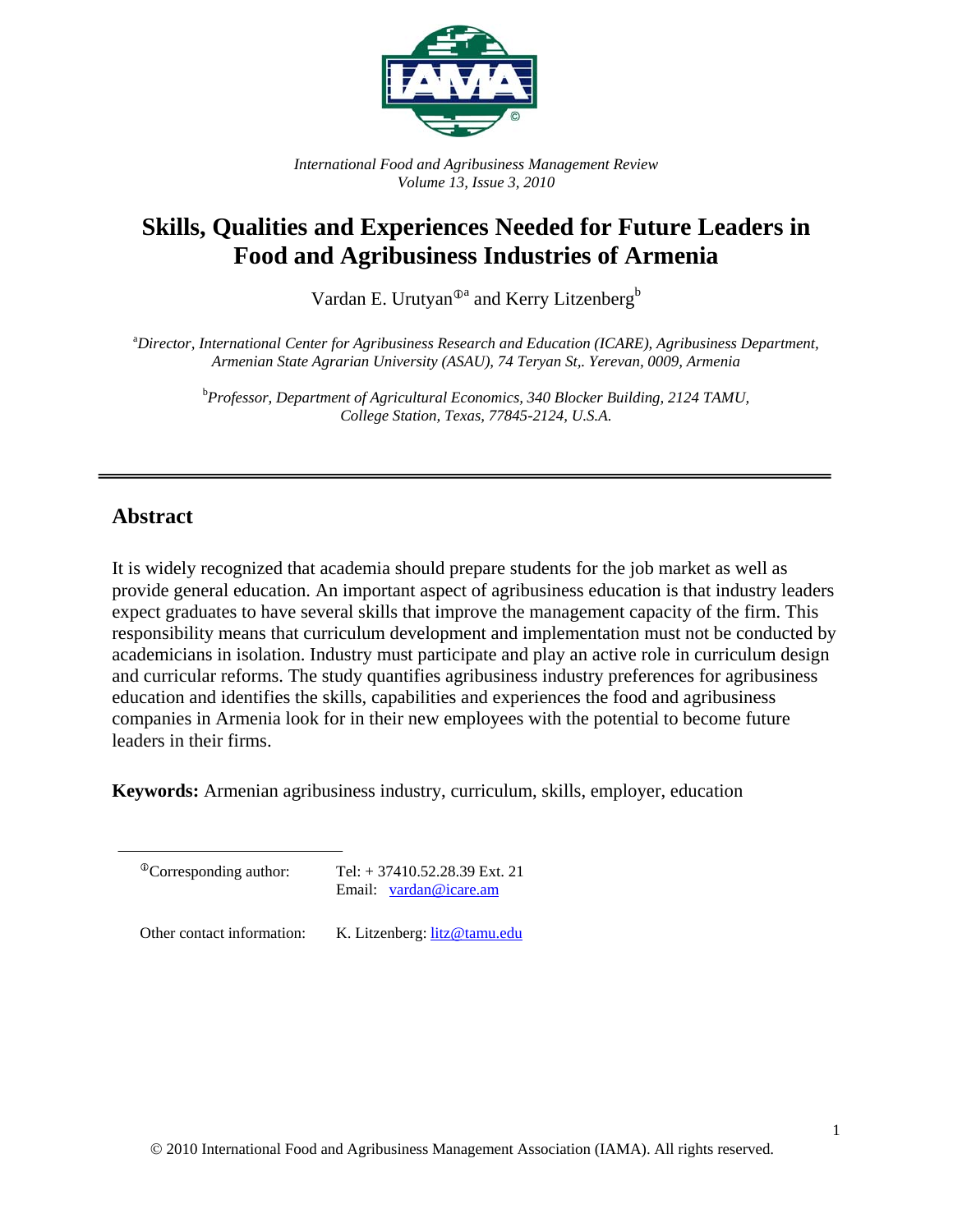*International Food and Agribusiness Management Review*
*Volume 13, Issue 3, 2010*

# Skills, Qualities and Experiences Needed for Future Leaders in Food and Agribusiness Industries of Armenia

Vardan E. Urutyan[①a] and Kerry Litzenberg[b]

[a]*Director, International Center for Agribusiness Research and Education (ICARE), Agribusiness Department, Armenian State Agrarian University (ASAU), 74 Teryan St,. Yerevan, 0009, Armenia*

[b]*Professor, Department of Agricultural Economics, 340 Blocker Building, 2124 TAMU, College Station, Texas, 77845-2124, U.S.A.*

---

## Abstract

It is widely recognized that academia should prepare students for the job market as well as provide general education. An important aspect of agribusiness education is that industry leaders expect graduates to have several skills that improve the management capacity of the firm. This responsibility means that curriculum development and implementation must not be conducted by academicians in isolation. Industry must participate and play an active role in curriculum design and curricular reforms. The study quantifies agribusiness industry preferences for agribusiness education and identifies the skills, capabilities and experiences the food and agribusiness companies in Armenia look for in their new employees with the potential to become future leaders in their firms.

**Keywords:** Armenian agribusiness industry, curriculum, skills, employer, education

---

[①]Corresponding author: Tel: + 37410.52.28.39 Ext. 21
Email: vardan@icare.am

Other contact information: K. Litzenberg: litz@tamu.edu

© 2010 International Food and Agribusiness Management Association (IAMA). All rights reserved.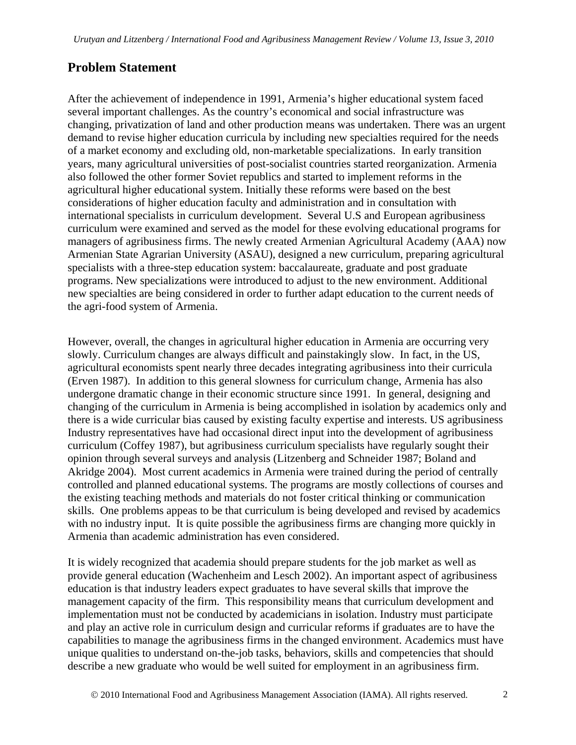## Problem Statement

After the achievement of independence in 1991, Armenia's higher educational system faced several important challenges. As the country's economical and social infrastructure was changing, privatization of land and other production means was undertaken. There was an urgent demand to revise higher education curricula by including new specialties required for the needs of a market economy and excluding old, non-marketable specializations. In early transition years, many agricultural universities of post-socialist countries started reorganization. Armenia also followed the other former Soviet republics and started to implement reforms in the agricultural higher educational system. Initially these reforms were based on the best considerations of higher education faculty and administration and in consultation with international specialists in curriculum development. Several U.S and European agribusiness curriculum were examined and served as the model for these evolving educational programs for managers of agribusiness firms. The newly created Armenian Agricultural Academy (AAA) now Armenian State Agrarian University (ASAU), designed a new curriculum, preparing agricultural specialists with a three-step education system: baccalaureate, graduate and post graduate programs. New specializations were introduced to adjust to the new environment. Additional new specialties are being considered in order to further adapt education to the current needs of the agri-food system of Armenia.

However, overall, the changes in agricultural higher education in Armenia are occurring very slowly. Curriculum changes are always difficult and painstakingly slow. In fact, in the US, agricultural economists spent nearly three decades integrating agribusiness into their curricula (Erven 1987). In addition to this general slowness for curriculum change, Armenia has also undergone dramatic change in their economic structure since 1991. In general, designing and changing of the curriculum in Armenia is being accomplished in isolation by academics only and there is a wide curricular bias caused by existing faculty expertise and interests. US agribusiness Industry representatives have had occasional direct input into the development of agribusiness curriculum (Coffey 1987), but agribusiness curriculum specialists have regularly sought their opinion through several surveys and analysis (Litzenberg and Schneider 1987; Boland and Akridge 2004). Most current academics in Armenia were trained during the period of centrally controlled and planned educational systems. The programs are mostly collections of courses and the existing teaching methods and materials do not foster critical thinking or communication skills. One problems appeas to be that curriculum is being developed and revised by academics with no industry input. It is quite possible the agribusiness firms are changing more quickly in Armenia than academic administration has even considered.

It is widely recognized that academia should prepare students for the job market as well as provide general education (Wachenheim and Lesch 2002). An important aspect of agribusiness education is that industry leaders expect graduates to have several skills that improve the management capacity of the firm. This responsibility means that curriculum development and implementation must not be conducted by academicians in isolation. Industry must participate and play an active role in curriculum design and curricular reforms if graduates are to have the capabilities to manage the agribusiness firms in the changed environment. Academics must have unique qualities to understand on-the-job tasks, behaviors, skills and competencies that should describe a new graduate who would be well suited for employment in an agribusiness firm.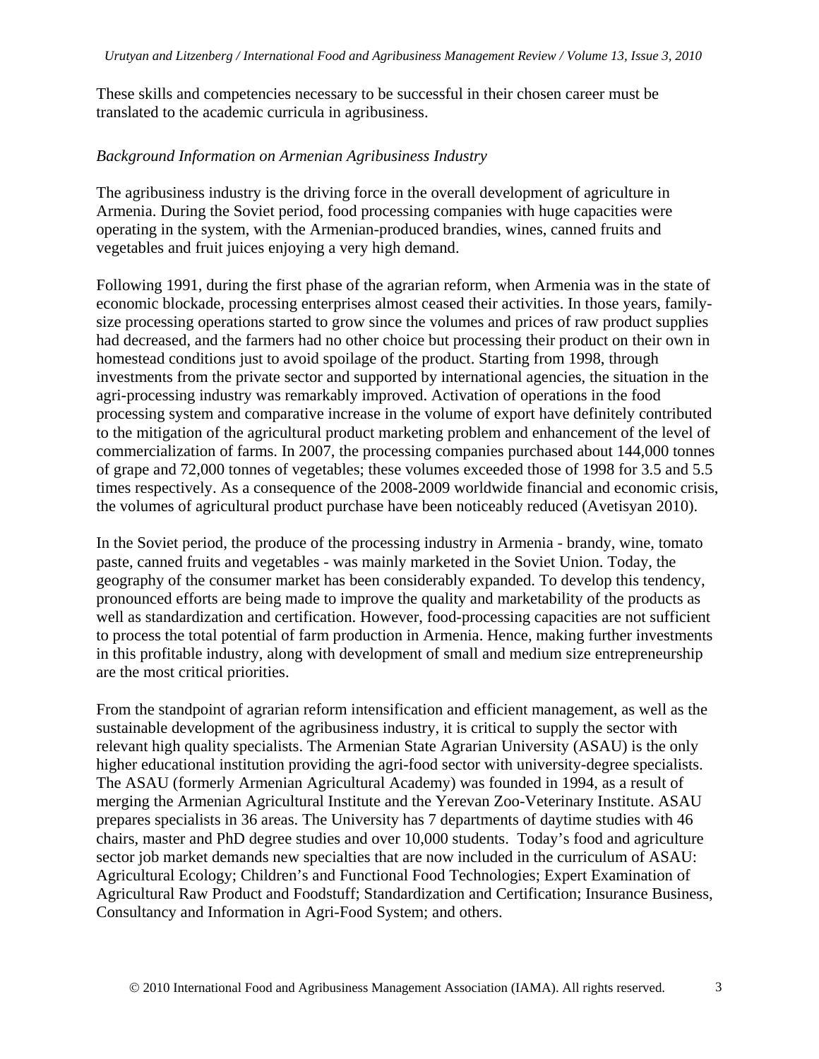These skills and competencies necessary to be successful in their chosen career must be translated to the academic curricula in agribusiness.

*Background Information on Armenian Agribusiness Industry*

The agribusiness industry is the driving force in the overall development of agriculture in Armenia. During the Soviet period, food processing companies with huge capacities were operating in the system, with the Armenian-produced brandies, wines, canned fruits and vegetables and fruit juices enjoying a very high demand.

Following 1991, during the first phase of the agrarian reform, when Armenia was in the state of economic blockade, processing enterprises almost ceased their activities. In those years, family-size processing operations started to grow since the volumes and prices of raw product supplies had decreased, and the farmers had no other choice but processing their product on their own in homestead conditions just to avoid spoilage of the product. Starting from 1998, through investments from the private sector and supported by international agencies, the situation in the agri-processing industry was remarkably improved. Activation of operations in the food processing system and comparative increase in the volume of export have definitely contributed to the mitigation of the agricultural product marketing problem and enhancement of the level of commercialization of farms. In 2007, the processing companies purchased about 144,000 tonnes of grape and 72,000 tonnes of vegetables; these volumes exceeded those of 1998 for 3.5 and 5.5 times respectively. As a consequence of the 2008-2009 worldwide financial and economic crisis, the volumes of agricultural product purchase have been noticeably reduced (Avetisyan 2010).

In the Soviet period, the produce of the processing industry in Armenia - brandy, wine, tomato paste, canned fruits and vegetables - was mainly marketed in the Soviet Union. Today, the geography of the consumer market has been considerably expanded. To develop this tendency, pronounced efforts are being made to improve the quality and marketability of the products as well as standardization and certification. However, food-processing capacities are not sufficient to process the total potential of farm production in Armenia. Hence, making further investments in this profitable industry, along with development of small and medium size entrepreneurship are the most critical priorities.

From the standpoint of agrarian reform intensification and efficient management, as well as the sustainable development of the agribusiness industry, it is critical to supply the sector with relevant high quality specialists. The Armenian State Agrarian University (ASAU) is the only higher educational institution providing the agri-food sector with university-degree specialists. The ASAU (formerly Armenian Agricultural Academy) was founded in 1994, as a result of merging the Armenian Agricultural Institute and the Yerevan Zoo-Veterinary Institute. ASAU prepares specialists in 36 areas. The University has 7 departments of daytime studies with 46 chairs, master and PhD degree studies and over 10,000 students. Today's food and agriculture sector job market demands new specialties that are now included in the curriculum of ASAU: Agricultural Ecology; Children's and Functional Food Technologies; Expert Examination of Agricultural Raw Product and Foodstuff; Standardization and Certification; Insurance Business, Consultancy and Information in Agri-Food System; and others.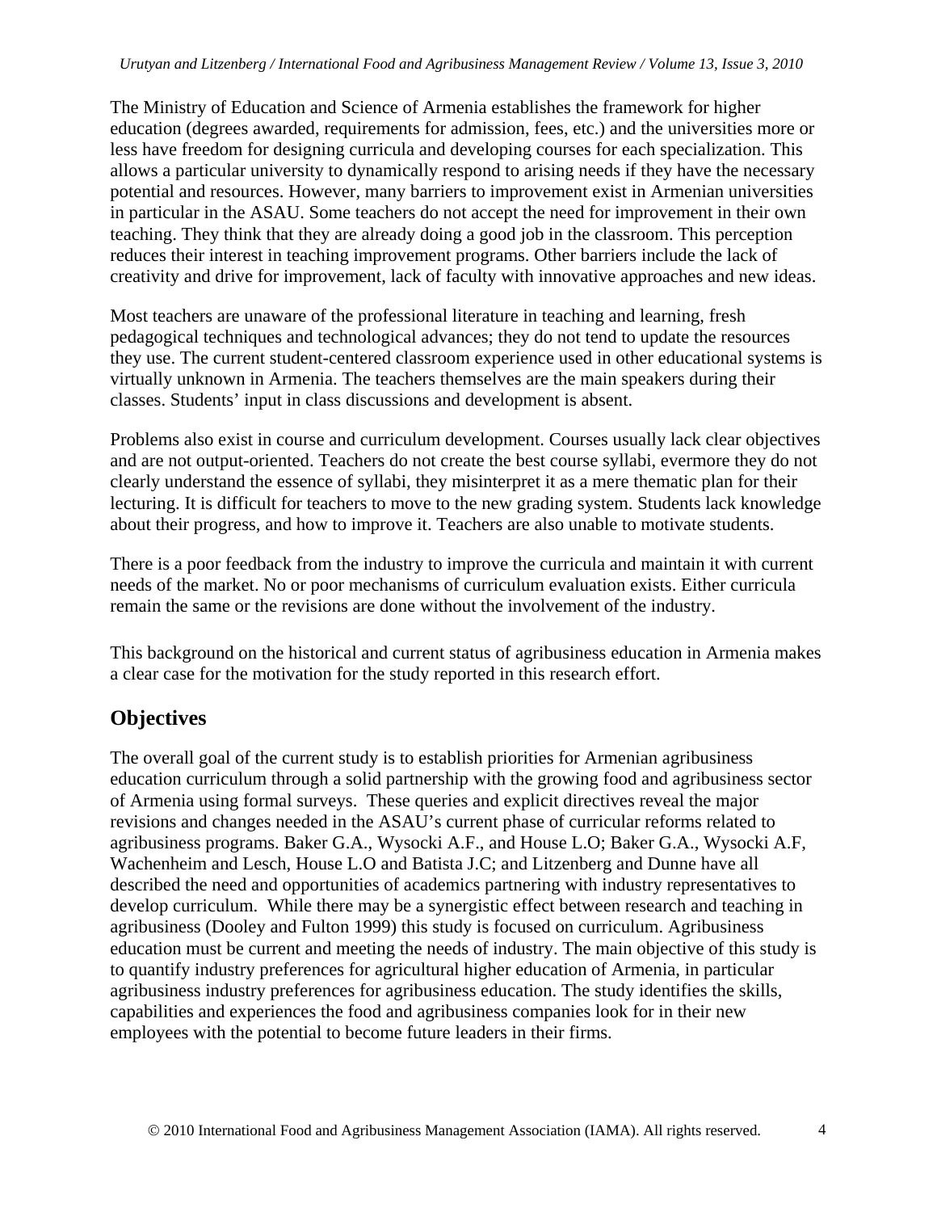The Ministry of Education and Science of Armenia establishes the framework for higher education (degrees awarded, requirements for admission, fees, etc.) and the universities more or less have freedom for designing curricula and developing courses for each specialization. This allows a particular university to dynamically respond to arising needs if they have the necessary potential and resources. However, many barriers to improvement exist in Armenian universities in particular in the ASAU. Some teachers do not accept the need for improvement in their own teaching. They think that they are already doing a good job in the classroom. This perception reduces their interest in teaching improvement programs. Other barriers include the lack of creativity and drive for improvement, lack of faculty with innovative approaches and new ideas.

Most teachers are unaware of the professional literature in teaching and learning, fresh pedagogical techniques and technological advances; they do not tend to update the resources they use. The current student-centered classroom experience used in other educational systems is virtually unknown in Armenia. The teachers themselves are the main speakers during their classes. Students' input in class discussions and development is absent.

Problems also exist in course and curriculum development. Courses usually lack clear objectives and are not output-oriented. Teachers do not create the best course syllabi, evermore they do not clearly understand the essence of syllabi, they misinterpret it as a mere thematic plan for their lecturing. It is difficult for teachers to move to the new grading system. Students lack knowledge about their progress, and how to improve it. Teachers are also unable to motivate students.

There is a poor feedback from the industry to improve the curricula and maintain it with current needs of the market. No or poor mechanisms of curriculum evaluation exists. Either curricula remain the same or the revisions are done without the involvement of the industry.

This background on the historical and current status of agribusiness education in Armenia makes a clear case for the motivation for the study reported in this research effort.

## Objectives

The overall goal of the current study is to establish priorities for Armenian agribusiness education curriculum through a solid partnership with the growing food and agribusiness sector of Armenia using formal surveys. These queries and explicit directives reveal the major revisions and changes needed in the ASAU's current phase of curricular reforms related to agribusiness programs. Baker G.A., Wysocki A.F., and House L.O; Baker G.A., Wysocki A.F, Wachenheim and Lesch, House L.O and Batista J.C; and Litzenberg and Dunne have all described the need and opportunities of academics partnering with industry representatives to develop curriculum. While there may be a synergistic effect between research and teaching in agribusiness (Dooley and Fulton 1999) this study is focused on curriculum. Agribusiness education must be current and meeting the needs of industry. The main objective of this study is to quantify industry preferences for agricultural higher education of Armenia, in particular agribusiness industry preferences for agribusiness education. The study identifies the skills, capabilities and experiences the food and agribusiness companies look for in their new employees with the potential to become future leaders in their firms.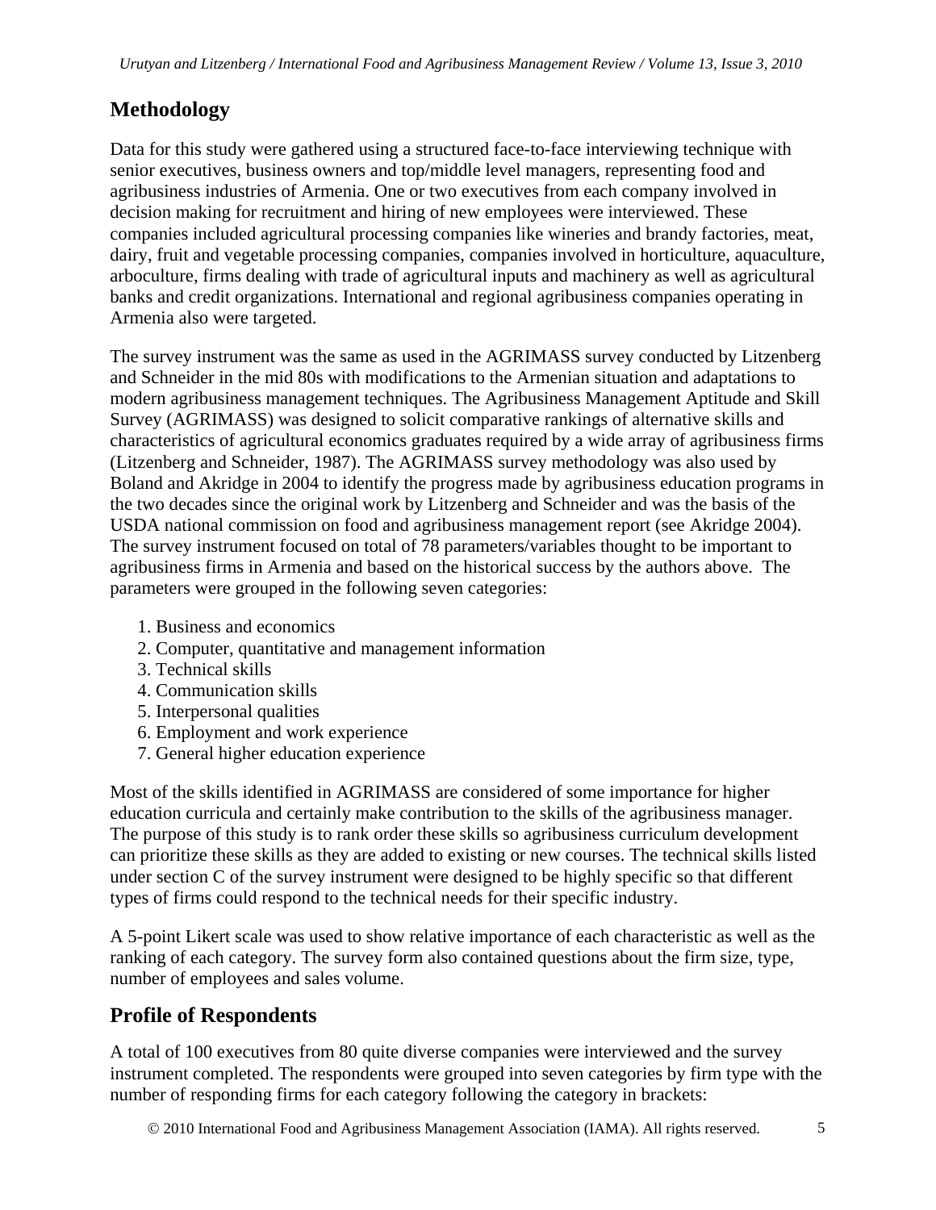## Methodology

Data for this study were gathered using a structured face-to-face interviewing technique with senior executives, business owners and top/middle level managers, representing food and agribusiness industries of Armenia. One or two executives from each company involved in decision making for recruitment and hiring of new employees were interviewed. These companies included agricultural processing companies like wineries and brandy factories, meat, dairy, fruit and vegetable processing companies, companies involved in horticulture, aquaculture, arboculture, firms dealing with trade of agricultural inputs and machinery as well as agricultural banks and credit organizations. International and regional agribusiness companies operating in Armenia also were targeted.

The survey instrument was the same as used in the AGRIMASS survey conducted by Litzenberg and Schneider in the mid 80s with modifications to the Armenian situation and adaptations to modern agribusiness management techniques. The Agribusiness Management Aptitude and Skill Survey (AGRIMASS) was designed to solicit comparative rankings of alternative skills and characteristics of agricultural economics graduates required by a wide array of agribusiness firms (Litzenberg and Schneider, 1987). The AGRIMASS survey methodology was also used by Boland and Akridge in 2004 to identify the progress made by agribusiness education programs in the two decades since the original work by Litzenberg and Schneider and was the basis of the USDA national commission on food and agribusiness management report (see Akridge 2004). The survey instrument focused on total of 78 parameters/variables thought to be important to agribusiness firms in Armenia and based on the historical success by the authors above. The parameters were grouped in the following seven categories:

1. Business and economics
2. Computer, quantitative and management information
3. Technical skills
4. Communication skills
5. Interpersonal qualities
6. Employment and work experience
7. General higher education experience

Most of the skills identified in AGRIMASS are considered of some importance for higher education curricula and certainly make contribution to the skills of the agribusiness manager. The purpose of this study is to rank order these skills so agribusiness curriculum development can prioritize these skills as they are added to existing or new courses. The technical skills listed under section C of the survey instrument were designed to be highly specific so that different types of firms could respond to the technical needs for their specific industry.

A 5-point Likert scale was used to show relative importance of each characteristic as well as the ranking of each category. The survey form also contained questions about the firm size, type, number of employees and sales volume.

## Profile of Respondents

A total of 100 executives from 80 quite diverse companies were interviewed and the survey instrument completed. The respondents were grouped into seven categories by firm type with the number of responding firms for each category following the category in brackets: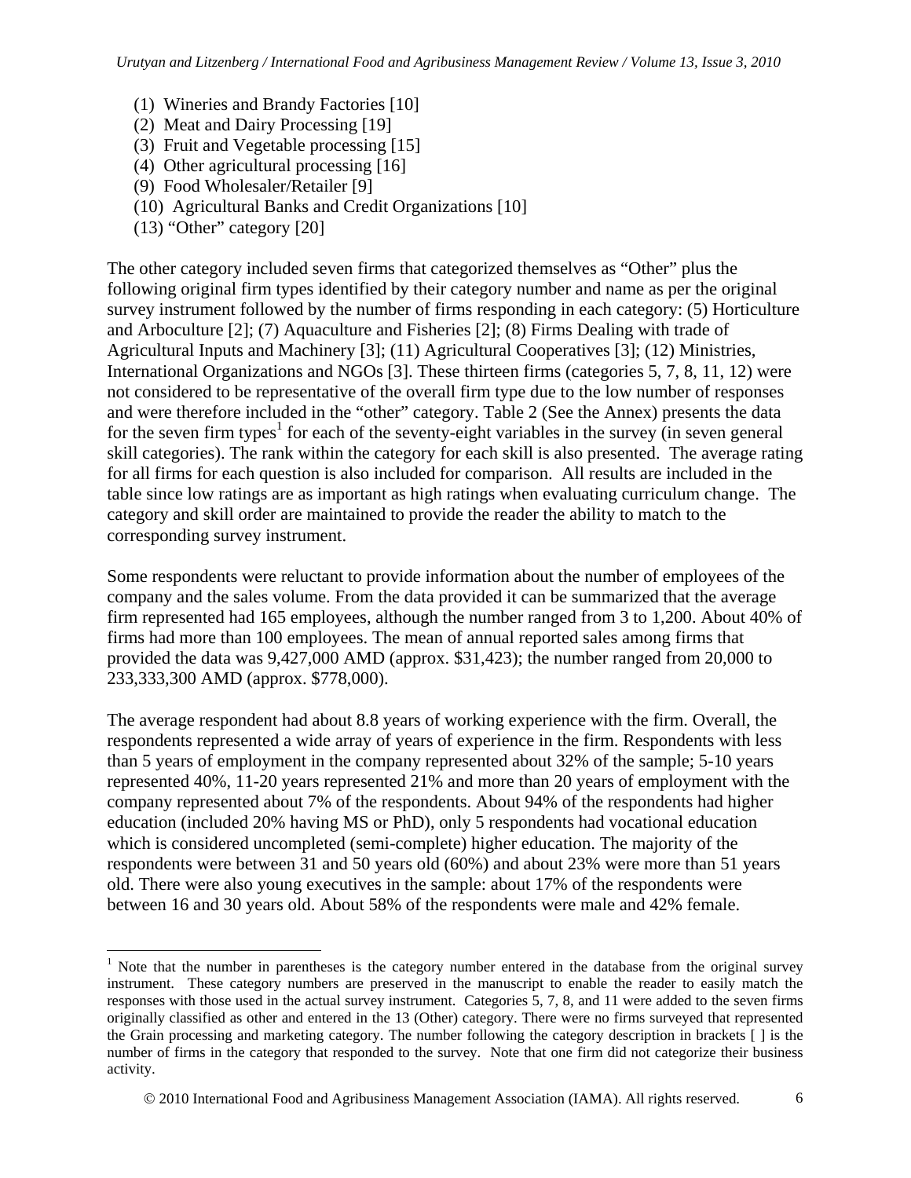(1) Wineries and Brandy Factories [10]
(2) Meat and Dairy Processing [19]
(3) Fruit and Vegetable processing [15]
(4) Other agricultural processing [16]
(9) Food Wholesaler/Retailer [9]
(10) Agricultural Banks and Credit Organizations [10]
(13) "Other" category [20]

The other category included seven firms that categorized themselves as "Other" plus the following original firm types identified by their category number and name as per the original survey instrument followed by the number of firms responding in each category: (5) Horticulture and Arboculture [2]; (7) Aquaculture and Fisheries [2]; (8) Firms Dealing with trade of Agricultural Inputs and Machinery [3]; (11) Agricultural Cooperatives [3]; (12) Ministries, International Organizations and NGOs [3]. These thirteen firms (categories 5, 7, 8, 11, 12) were not considered to be representative of the overall firm type due to the low number of responses and were therefore included in the "other" category. Table 2 (See the Annex) presents the data for the seven firm types[1] for each of the seventy-eight variables in the survey (in seven general skill categories). The rank within the category for each skill is also presented. The average rating for all firms for each question is also included for comparison. All results are included in the table since low ratings are as important as high ratings when evaluating curriculum change. The category and skill order are maintained to provide the reader the ability to match to the corresponding survey instrument.

Some respondents were reluctant to provide information about the number of employees of the company and the sales volume. From the data provided it can be summarized that the average firm represented had 165 employees, although the number ranged from 3 to 1,200. About 40% of firms had more than 100 employees. The mean of annual reported sales among firms that provided the data was 9,427,000 AMD (approx. $31,423); the number ranged from 20,000 to 233,333,300 AMD (approx. $778,000).

The average respondent had about 8.8 years of working experience with the firm. Overall, the respondents represented a wide array of years of experience in the firm. Respondents with less than 5 years of employment in the company represented about 32% of the sample; 5-10 years represented 40%, 11-20 years represented 21% and more than 20 years of employment with the company represented about 7% of the respondents. About 94% of the respondents had higher education (included 20% having MS or PhD), only 5 respondents had vocational education which is considered uncompleted (semi-complete) higher education. The majority of the respondents were between 31 and 50 years old (60%) and about 23% were more than 51 years old. There were also young executives in the sample: about 17% of the respondents were between 16 and 30 years old. About 58% of the respondents were male and 42% female.

---

[1] Note that the number in parentheses is the category number entered in the database from the original survey instrument. These category numbers are preserved in the manuscript to enable the reader to easily match the responses with those used in the actual survey instrument. Categories 5, 7, 8, and 11 were added to the seven firms originally classified as other and entered in the 13 (Other) category. There were no firms surveyed that represented the Grain processing and marketing category. The number following the category description in brackets [ ] is the number of firms in the category that responded to the survey. Note that one firm did not categorize their business activity.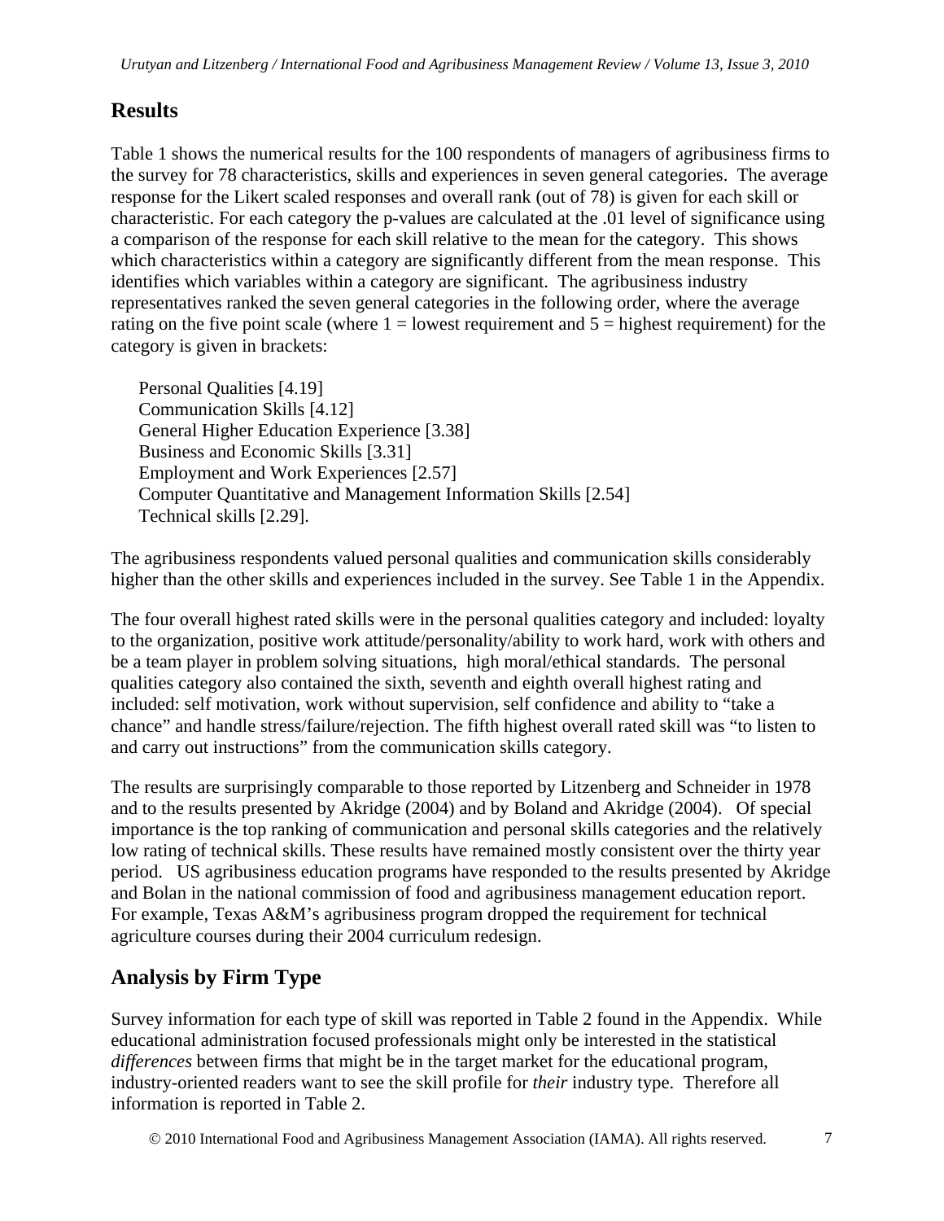## Results

Table 1 shows the numerical results for the 100 respondents of managers of agribusiness firms to the survey for 78 characteristics, skills and experiences in seven general categories. The average response for the Likert scaled responses and overall rank (out of 78) is given for each skill or characteristic. For each category the p-values are calculated at the .01 level of significance using a comparison of the response for each skill relative to the mean for the category. This shows which characteristics within a category are significantly different from the mean response. This identifies which variables within a category are significant. The agribusiness industry representatives ranked the seven general categories in the following order, where the average rating on the five point scale (where 1 = lowest requirement and 5 = highest requirement) for the category is given in brackets:

Personal Qualities [4.19]
Communication Skills [4.12]
General Higher Education Experience [3.38]
Business and Economic Skills [3.31]
Employment and Work Experiences [2.57]
Computer Quantitative and Management Information Skills [2.54]
Technical skills [2.29].

The agribusiness respondents valued personal qualities and communication skills considerably higher than the other skills and experiences included in the survey. See Table 1 in the Appendix.

The four overall highest rated skills were in the personal qualities category and included: loyalty to the organization, positive work attitude/personality/ability to work hard, work with others and be a team player in problem solving situations, high moral/ethical standards. The personal qualities category also contained the sixth, seventh and eighth overall highest rating and included: self motivation, work without supervision, self confidence and ability to "take a chance" and handle stress/failure/rejection. The fifth highest overall rated skill was "to listen to and carry out instructions" from the communication skills category.

The results are surprisingly comparable to those reported by Litzenberg and Schneider in 1978 and to the results presented by Akridge (2004) and by Boland and Akridge (2004). Of special importance is the top ranking of communication and personal skills categories and the relatively low rating of technical skills. These results have remained mostly consistent over the thirty year period. US agribusiness education programs have responded to the results presented by Akridge and Bolan in the national commission of food and agribusiness management education report. For example, Texas A&M's agribusiness program dropped the requirement for technical agriculture courses during their 2004 curriculum redesign.

## Analysis by Firm Type

Survey information for each type of skill was reported in Table 2 found in the Appendix. While educational administration focused professionals might only be interested in the statistical *differences* between firms that might be in the target market for the educational program, industry-oriented readers want to see the skill profile for *their* industry type. Therefore all information is reported in Table 2.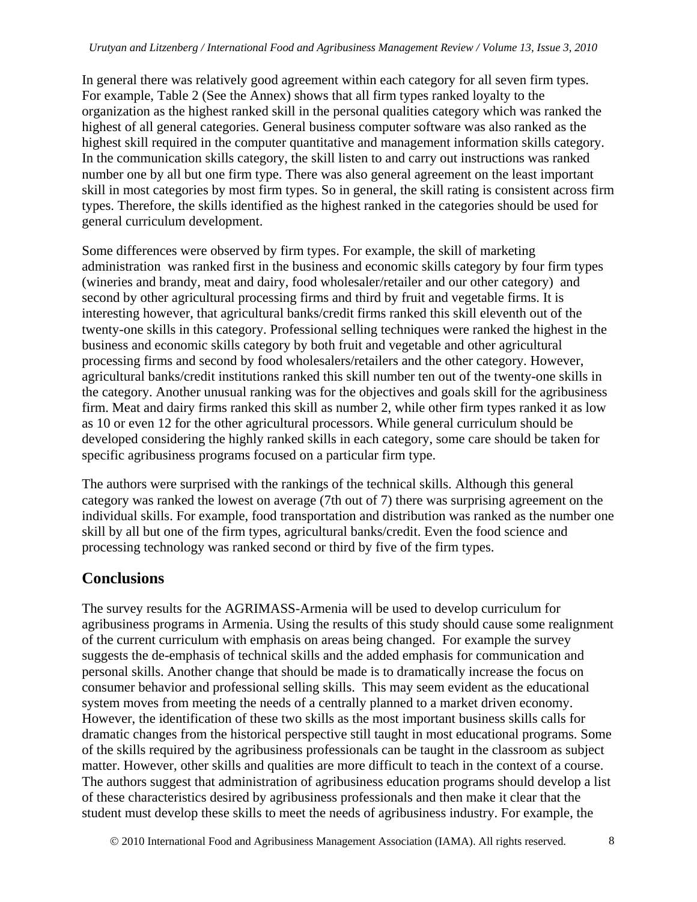In general there was relatively good agreement within each category for all seven firm types. For example, Table 2 (See the Annex) shows that all firm types ranked loyalty to the organization as the highest ranked skill in the personal qualities category which was ranked the highest of all general categories. General business computer software was also ranked as the highest skill required in the computer quantitative and management information skills category. In the communication skills category, the skill listen to and carry out instructions was ranked number one by all but one firm type. There was also general agreement on the least important skill in most categories by most firm types. So in general, the skill rating is consistent across firm types. Therefore, the skills identified as the highest ranked in the categories should be used for general curriculum development.

Some differences were observed by firm types. For example, the skill of marketing administration was ranked first in the business and economic skills category by four firm types (wineries and brandy, meat and dairy, food wholesaler/retailer and our other category) and second by other agricultural processing firms and third by fruit and vegetable firms. It is interesting however, that agricultural banks/credit firms ranked this skill eleventh out of the twenty-one skills in this category. Professional selling techniques were ranked the highest in the business and economic skills category by both fruit and vegetable and other agricultural processing firms and second by food wholesalers/retailers and the other category. However, agricultural banks/credit institutions ranked this skill number ten out of the twenty-one skills in the category. Another unusual ranking was for the objectives and goals skill for the agribusiness firm. Meat and dairy firms ranked this skill as number 2, while other firm types ranked it as low as 10 or even 12 for the other agricultural processors. While general curriculum should be developed considering the highly ranked skills in each category, some care should be taken for specific agribusiness programs focused on a particular firm type.

The authors were surprised with the rankings of the technical skills. Although this general category was ranked the lowest on average (7th out of 7) there was surprising agreement on the individual skills. For example, food transportation and distribution was ranked as the number one skill by all but one of the firm types, agricultural banks/credit. Even the food science and processing technology was ranked second or third by five of the firm types.

## Conclusions

The survey results for the AGRIMASS-Armenia will be used to develop curriculum for agribusiness programs in Armenia. Using the results of this study should cause some realignment of the current curriculum with emphasis on areas being changed. For example the survey suggests the de-emphasis of technical skills and the added emphasis for communication and personal skills. Another change that should be made is to dramatically increase the focus on consumer behavior and professional selling skills. This may seem evident as the educational system moves from meeting the needs of a centrally planned to a market driven economy. However, the identification of these two skills as the most important business skills calls for dramatic changes from the historical perspective still taught in most educational programs. Some of the skills required by the agribusiness professionals can be taught in the classroom as subject matter. However, other skills and qualities are more difficult to teach in the context of a course. The authors suggest that administration of agribusiness education programs should develop a list of these characteristics desired by agribusiness professionals and then make it clear that the student must develop these skills to meet the needs of agribusiness industry. For example, the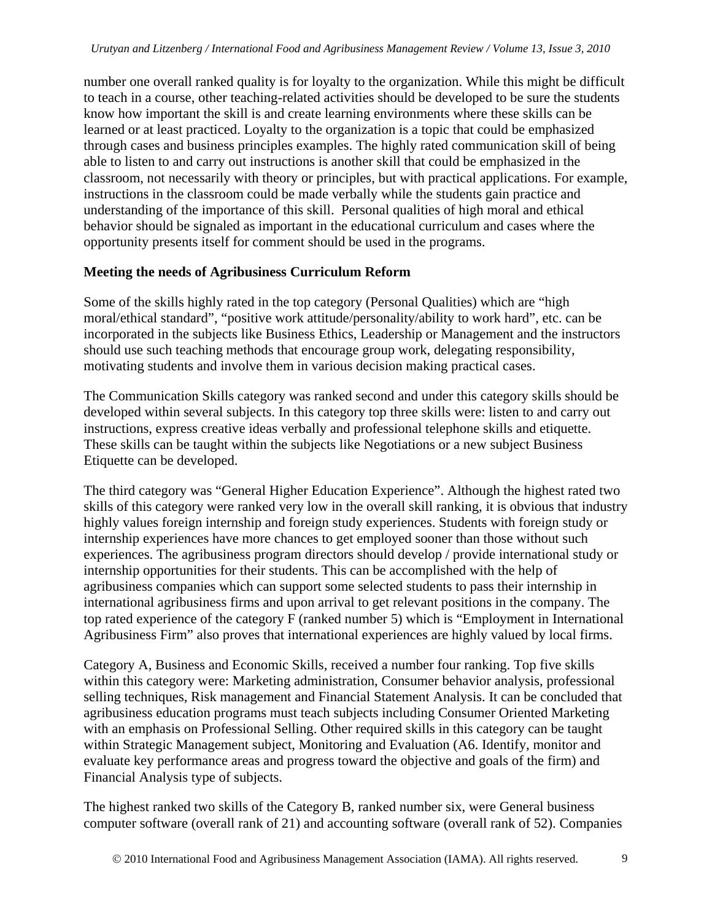number one overall ranked quality is for loyalty to the organization. While this might be difficult to teach in a course, other teaching-related activities should be developed to be sure the students know how important the skill is and create learning environments where these skills can be learned or at least practiced. Loyalty to the organization is a topic that could be emphasized through cases and business principles examples. The highly rated communication skill of being able to listen to and carry out instructions is another skill that could be emphasized in the classroom, not necessarily with theory or principles, but with practical applications. For example, instructions in the classroom could be made verbally while the students gain practice and understanding of the importance of this skill. Personal qualities of high moral and ethical behavior should be signaled as important in the educational curriculum and cases where the opportunity presents itself for comment should be used in the programs.

**Meeting the needs of Agribusiness Curriculum Reform**

Some of the skills highly rated in the top category (Personal Qualities) which are "high moral/ethical standard", "positive work attitude/personality/ability to work hard", etc. can be incorporated in the subjects like Business Ethics, Leadership or Management and the instructors should use such teaching methods that encourage group work, delegating responsibility, motivating students and involve them in various decision making practical cases.

The Communication Skills category was ranked second and under this category skills should be developed within several subjects. In this category top three skills were: listen to and carry out instructions, express creative ideas verbally and professional telephone skills and etiquette. These skills can be taught within the subjects like Negotiations or a new subject Business Etiquette can be developed.

The third category was "General Higher Education Experience". Although the highest rated two skills of this category were ranked very low in the overall skill ranking, it is obvious that industry highly values foreign internship and foreign study experiences. Students with foreign study or internship experiences have more chances to get employed sooner than those without such experiences. The agribusiness program directors should develop / provide international study or internship opportunities for their students. This can be accomplished with the help of agribusiness companies which can support some selected students to pass their internship in international agribusiness firms and upon arrival to get relevant positions in the company. The top rated experience of the category F (ranked number 5) which is "Employment in International Agribusiness Firm" also proves that international experiences are highly valued by local firms.

Category A, Business and Economic Skills, received a number four ranking. Top five skills within this category were: Marketing administration, Consumer behavior analysis, professional selling techniques, Risk management and Financial Statement Analysis. It can be concluded that agribusiness education programs must teach subjects including Consumer Oriented Marketing with an emphasis on Professional Selling. Other required skills in this category can be taught within Strategic Management subject, Monitoring and Evaluation (A6. Identify, monitor and evaluate key performance areas and progress toward the objective and goals of the firm) and Financial Analysis type of subjects.

The highest ranked two skills of the Category B, ranked number six, were General business computer software (overall rank of 21) and accounting software (overall rank of 52). Companies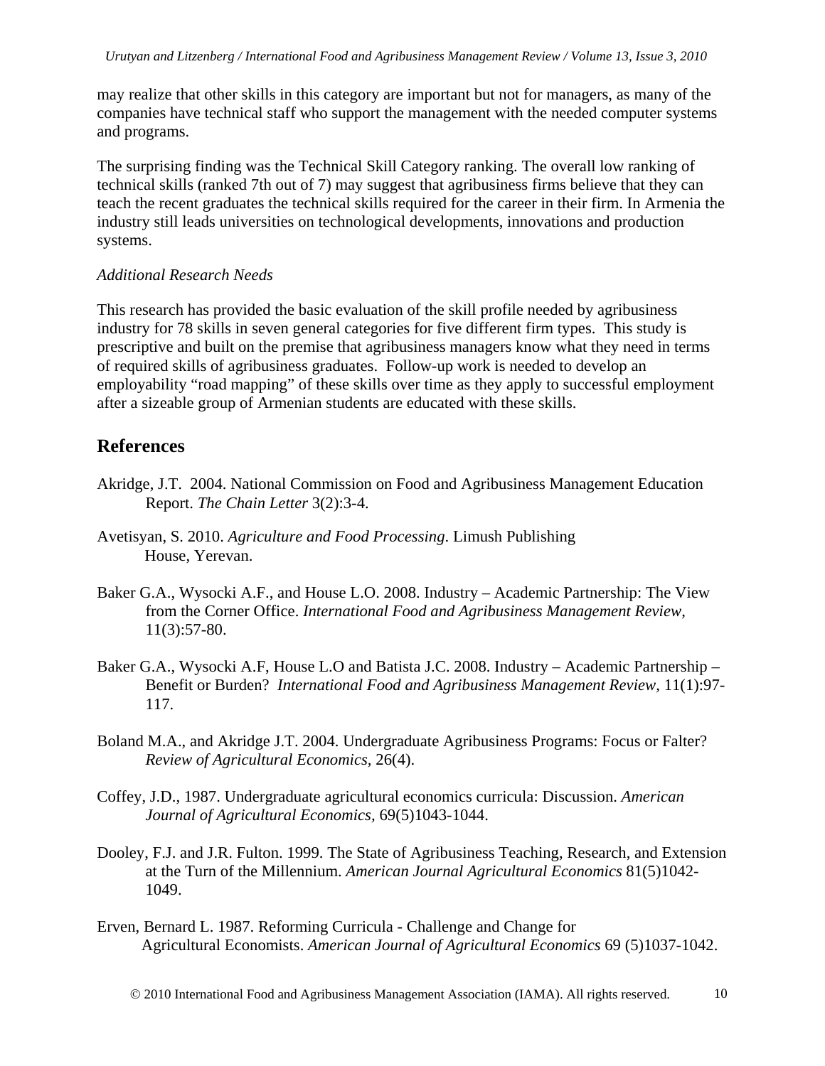may realize that other skills in this category are important but not for managers, as many of the companies have technical staff who support the management with the needed computer systems and programs.

The surprising finding was the Technical Skill Category ranking. The overall low ranking of technical skills (ranked 7th out of 7) may suggest that agribusiness firms believe that they can teach the recent graduates the technical skills required for the career in their firm. In Armenia the industry still leads universities on technological developments, innovations and production systems.

*Additional Research Needs*

This research has provided the basic evaluation of the skill profile needed by agribusiness industry for 78 skills in seven general categories for five different firm types. This study is prescriptive and built on the premise that agribusiness managers know what they need in terms of required skills of agribusiness graduates. Follow-up work is needed to develop an employability "road mapping" of these skills over time as they apply to successful employment after a sizeable group of Armenian students are educated with these skills.

## References

Akridge, J.T. 2004. National Commission on Food and Agribusiness Management Education Report. *The Chain Letter* 3(2):3-4.

Avetisyan, S. 2010. *Agriculture and Food Processing*. Limush Publishing House, Yerevan.

Baker G.A., Wysocki A.F., and House L.O. 2008. Industry – Academic Partnership: The View from the Corner Office. *International Food and Agribusiness Management Review,* 11(3):57-80.

Baker G.A., Wysocki A.F, House L.O and Batista J.C. 2008. Industry – Academic Partnership – Benefit or Burden? *International Food and Agribusiness Management Review,* 11(1):97-117.

Boland M.A., and Akridge J.T. 2004. Undergraduate Agribusiness Programs: Focus or Falter? *Review of Agricultural Economics,* 26(4).

Coffey, J.D., 1987. Undergraduate agricultural economics curricula: Discussion. *American Journal of Agricultural Economics,* 69(5)1043-1044.

Dooley, F.J. and J.R. Fulton. 1999. The State of Agribusiness Teaching, Research, and Extension at the Turn of the Millennium. *American Journal Agricultural Economics* 81(5)1042-1049.

Erven, Bernard L. 1987. Reforming Curricula - Challenge and Change for Agricultural Economists. *American Journal of Agricultural Economics* 69 (5)1037-1042.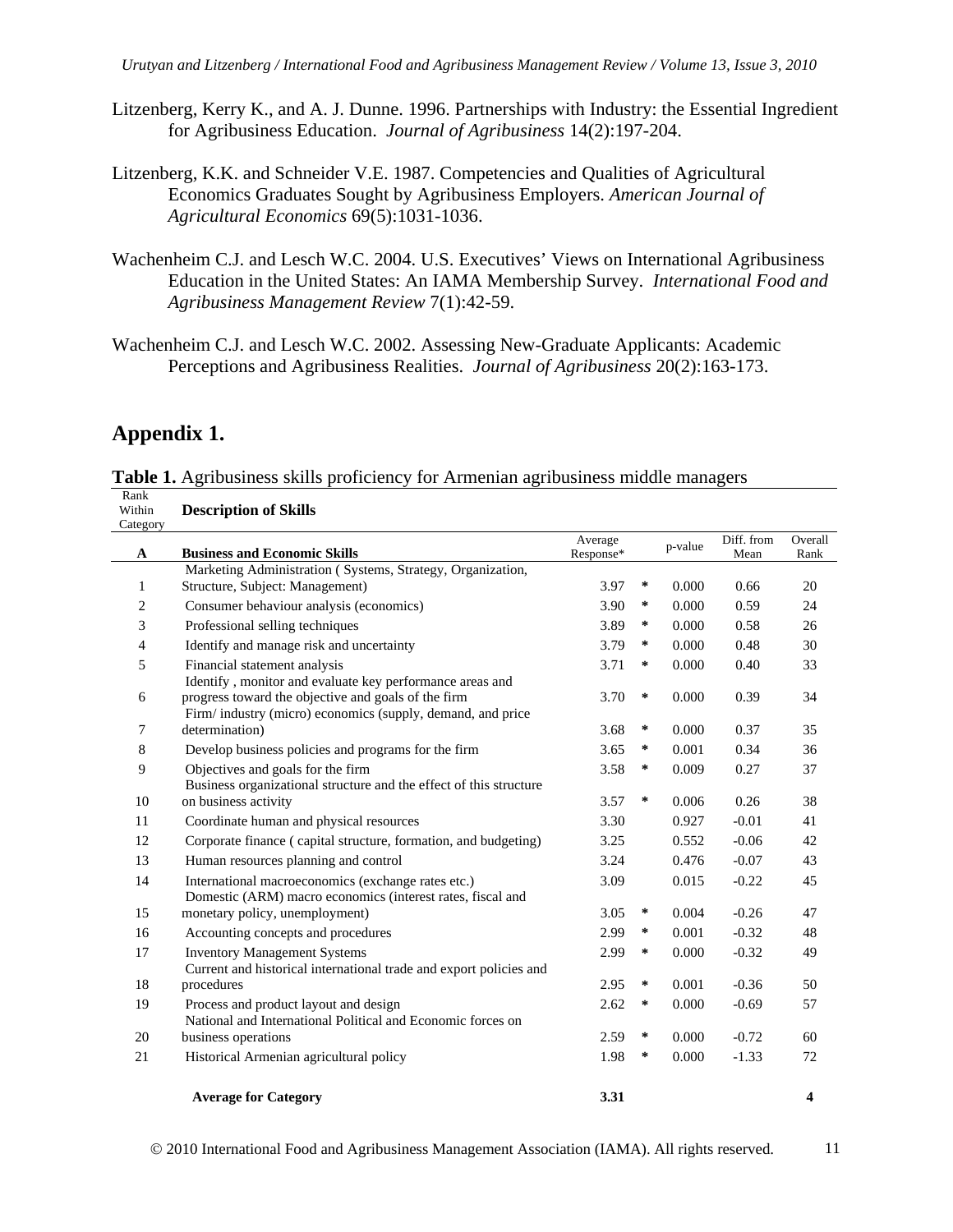Litzenberg, Kerry K., and A. J. Dunne. 1996. Partnerships with Industry: the Essential Ingredient for Agribusiness Education. *Journal of Agribusiness* 14(2):197-204.

Litzenberg, K.K. and Schneider V.E. 1987. Competencies and Qualities of Agricultural Economics Graduates Sought by Agribusiness Employers. *American Journal of Agricultural Economics* 69(5):1031-1036.

Wachenheim C.J. and Lesch W.C. 2004. U.S. Executives' Views on International Agribusiness Education in the United States: An IAMA Membership Survey. *International Food and Agribusiness Management Review* 7(1):42-59.

Wachenheim C.J. and Lesch W.C. 2002. Assessing New-Graduate Applicants: Academic Perceptions and Agribusiness Realities. *Journal of Agribusiness* 20(2):163-173.

## Appendix 1.

**Table 1.** Agribusiness skills proficiency for Armenian agribusiness middle managers

| Rank Within Category | Description of Skills | Average Response* | | p-value | Diff. from Mean | Overall Rank |
|---|---|---|---|---|---|---|
| **A** | **Business and Economic Skills** | | | | | |
| 1 | Marketing Administration ( Systems, Strategy, Organization, Structure, Subject: Management) | 3.97 | * | 0.000 | 0.66 | 20 |
| 2 | Consumer behaviour analysis (economics) | 3.90 | * | 0.000 | 0.59 | 24 |
| 3 | Professional selling techniques | 3.89 | * | 0.000 | 0.58 | 26 |
| 4 | Identify and manage risk and uncertainty | 3.79 | * | 0.000 | 0.48 | 30 |
| 5 | Financial statement analysis | 3.71 | * | 0.000 | 0.40 | 33 |
| 6 | Identify , monitor and evaluate key performance areas and progress toward the objective and goals of the firm | 3.70 | * | 0.000 | 0.39 | 34 |
| 7 | Firm/ industry (micro) economics (supply, demand, and price determination) | 3.68 | * | 0.000 | 0.37 | 35 |
| 8 | Develop business policies and programs for the firm | 3.65 | * | 0.001 | 0.34 | 36 |
| 9 | Objectives and goals for the firm | 3.58 | * | 0.009 | 0.27 | 37 |
| 10 | Business organizational structure and the effect of this structure on business activity | 3.57 | * | 0.006 | 0.26 | 38 |
| 11 | Coordinate human and physical resources | 3.30 | | 0.927 | -0.01 | 41 |
| 12 | Corporate finance ( capital structure, formation, and budgeting) | 3.25 | | 0.552 | -0.06 | 42 |
| 13 | Human resources planning and control | 3.24 | | 0.476 | -0.07 | 43 |
| 14 | International macroeconomics (exchange rates etc.) | 3.09 | | 0.015 | -0.22 | 45 |
| 15 | Domestic (ARM) macro economics (interest rates, fiscal and monetary policy, unemployment) | 3.05 | * | 0.004 | -0.26 | 47 |
| 16 | Accounting concepts and procedures | 2.99 | * | 0.001 | -0.32 | 48 |
| 17 | Inventory Management Systems | 2.99 | * | 0.000 | -0.32 | 49 |
| 18 | Current and historical international trade and export policies and procedures | 2.95 | * | 0.001 | -0.36 | 50 |
| 19 | Process and product layout and design | 2.62 | * | 0.000 | -0.69 | 57 |
| 20 | National and International Political and Economic forces on business operations | 2.59 | * | 0.000 | -0.72 | 60 |
| 21 | Historical Armenian agricultural policy | 1.98 | * | 0.000 | -1.33 | 72 |
| | **Average for Category** | **3.31** | | | | **4** |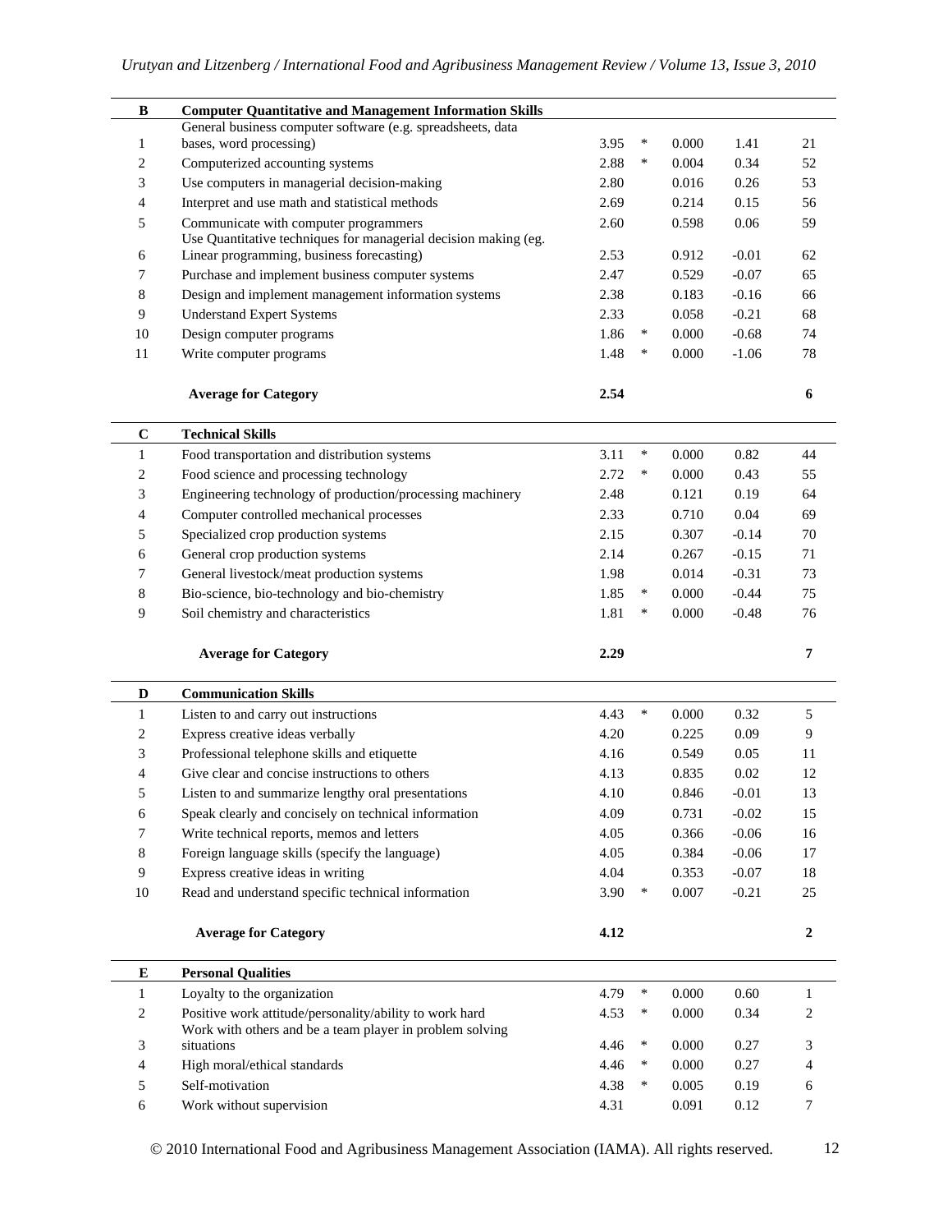| B | Computer Quantitative and Management Information Skills | | | | | |
|---|---|---|---|---|---|---|
| 1 | General business computer software (e.g. spreadsheets, data bases, word processing) | 3.95 | * | 0.000 | 1.41 | 21 |
| 2 | Computerized accounting systems | 2.88 | * | 0.004 | 0.34 | 52 |
| 3 | Use computers in managerial decision-making | 2.80 | | 0.016 | 0.26 | 53 |
| 4 | Interpret and use math and statistical methods | 2.69 | | 0.214 | 0.15 | 56 |
| 5 | Communicate with computer programmers | 2.60 | | 0.598 | 0.06 | 59 |
| 6 | Use Quantitative techniques for managerial decision making (eg. Linear programming, business forecasting) | 2.53 | | 0.912 | -0.01 | 62 |
| 7 | Purchase and implement business computer systems | 2.47 | | 0.529 | -0.07 | 65 |
| 8 | Design and implement management information systems | 2.38 | | 0.183 | -0.16 | 66 |
| 9 | Understand Expert Systems | 2.33 | | 0.058 | -0.21 | 68 |
| 10 | Design computer programs | 1.86 | * | 0.000 | -0.68 | 74 |
| 11 | Write computer programs | 1.48 | * | 0.000 | -1.06 | 78 |
| | **Average for Category** | **2.54** | | | | **6** |

| C | Technical Skills | | | | | |
|---|---|---|---|---|---|---|
| 1 | Food transportation and distribution systems | 3.11 | * | 0.000 | 0.82 | 44 |
| 2 | Food science and processing technology | 2.72 | * | 0.000 | 0.43 | 55 |
| 3 | Engineering technology of production/processing machinery | 2.48 | | 0.121 | 0.19 | 64 |
| 4 | Computer controlled mechanical processes | 2.33 | | 0.710 | 0.04 | 69 |
| 5 | Specialized crop production systems | 2.15 | | 0.307 | -0.14 | 70 |
| 6 | General crop production systems | 2.14 | | 0.267 | -0.15 | 71 |
| 7 | General livestock/meat production systems | 1.98 | | 0.014 | -0.31 | 73 |
| 8 | Bio-science, bio-technology and bio-chemistry | 1.85 | * | 0.000 | -0.44 | 75 |
| 9 | Soil chemistry and characteristics | 1.81 | * | 0.000 | -0.48 | 76 |
| | **Average for Category** | **2.29** | | | | **7** |

| D | Communication Skills | | | | | |
|---|---|---|---|---|---|---|
| 1 | Listen to and carry out instructions | 4.43 | * | 0.000 | 0.32 | 5 |
| 2 | Express creative ideas verbally | 4.20 | | 0.225 | 0.09 | 9 |
| 3 | Professional telephone skills and etiquette | 4.16 | | 0.549 | 0.05 | 11 |
| 4 | Give clear and concise instructions to others | 4.13 | | 0.835 | 0.02 | 12 |
| 5 | Listen to and summarize lengthy oral presentations | 4.10 | | 0.846 | -0.01 | 13 |
| 6 | Speak clearly and concisely on technical information | 4.09 | | 0.731 | -0.02 | 15 |
| 7 | Write technical reports, memos and letters | 4.05 | | 0.366 | -0.06 | 16 |
| 8 | Foreign language skills (specify the language) | 4.05 | | 0.384 | -0.06 | 17 |
| 9 | Express creative ideas in writing | 4.04 | | 0.353 | -0.07 | 18 |
| 10 | Read and understand specific technical information | 3.90 | * | 0.007 | -0.21 | 25 |
| | **Average for Category** | **4.12** | | | | **2** |

| E | Personal Qualities | | | | | |
|---|---|---|---|---|---|---|
| 1 | Loyalty to the organization | 4.79 | * | 0.000 | 0.60 | 1 |
| 2 | Positive work attitude/personality/ability to work hard | 4.53 | * | 0.000 | 0.34 | 2 |
| 3 | Work with others and be a team player in problem solving situations | 4.46 | * | 0.000 | 0.27 | 3 |
| 4 | High moral/ethical standards | 4.46 | * | 0.000 | 0.27 | 4 |
| 5 | Self-motivation | 4.38 | * | 0.005 | 0.19 | 6 |
| 6 | Work without supervision | 4.31 | | 0.091 | 0.12 | 7 |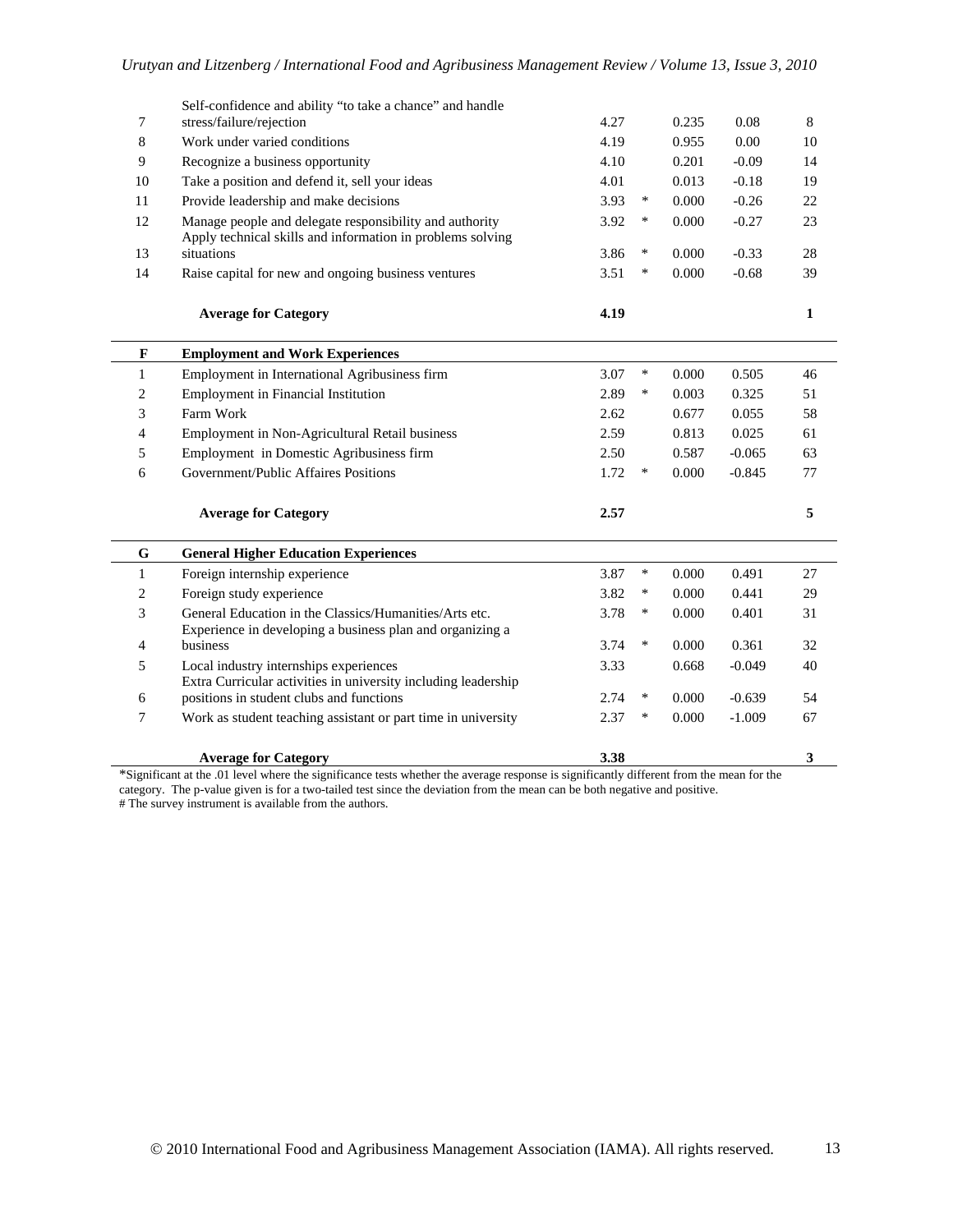| | | | | | | |
|---|---|---|---|---|---|---|
| 7 | Self-confidence and ability "to take a chance" and handle stress/failure/rejection | 4.27 | | 0.235 | 0.08 | 8 |
| 8 | Work under varied conditions | 4.19 | | 0.955 | 0.00 | 10 |
| 9 | Recognize a business opportunity | 4.10 | | 0.201 | -0.09 | 14 |
| 10 | Take a position and defend it, sell your ideas | 4.01 | | 0.013 | -0.18 | 19 |
| 11 | Provide leadership and make decisions | 3.93 | * | 0.000 | -0.26 | 22 |
| 12 | Manage people and delegate responsibility and authority | 3.92 | * | 0.000 | -0.27 | 23 |
| 13 | Apply technical skills and information in problems solving situations | 3.86 | * | 0.000 | -0.33 | 28 |
| 14 | Raise capital for new and ongoing business ventures | 3.51 | * | 0.000 | -0.68 | 39 |
| | **Average for Category** | **4.19** | | | | **1** |
| **F** | **Employment and Work Experiences** | | | | | |
| 1 | Employment in International Agribusiness firm | 3.07 | * | 0.000 | 0.505 | 46 |
| 2 | Employment in Financial Institution | 2.89 | * | 0.003 | 0.325 | 51 |
| 3 | Farm Work | 2.62 | | 0.677 | 0.055 | 58 |
| 4 | Employment in Non-Agricultural Retail business | 2.59 | | 0.813 | 0.025 | 61 |
| 5 | Employment in Domestic Agribusiness firm | 2.50 | | 0.587 | -0.065 | 63 |
| 6 | Government/Public Affaires Positions | 1.72 | * | 0.000 | -0.845 | 77 |
| | **Average for Category** | **2.57** | | | | **5** |
| **G** | **General Higher Education Experiences** | | | | | |
| 1 | Foreign internship experience | 3.87 | * | 0.000 | 0.491 | 27 |
| 2 | Foreign study experience | 3.82 | * | 0.000 | 0.441 | 29 |
| 3 | General Education in the Classics/Humanities/Arts etc. | 3.78 | * | 0.000 | 0.401 | 31 |
| 4 | Experience in developing a business plan and organizing a business | 3.74 | * | 0.000 | 0.361 | 32 |
| 5 | Local industry internships experiences | 3.33 | | 0.668 | -0.049 | 40 |
| 6 | Extra Curricular activities in university including leadership positions in student clubs and functions | 2.74 | * | 0.000 | -0.639 | 54 |
| 7 | Work as student teaching assistant or part time in university | 2.37 | * | 0.000 | -1.009 | 67 |
| | **Average for Category** | **3.38** | | | | **3** |

*Significant at the .01 level where the significance tests whether the average response is significantly different from the mean for the category. The p-value given is for a two-tailed test since the deviation from the mean can be both negative and positive.

# The survey instrument is available from the authors.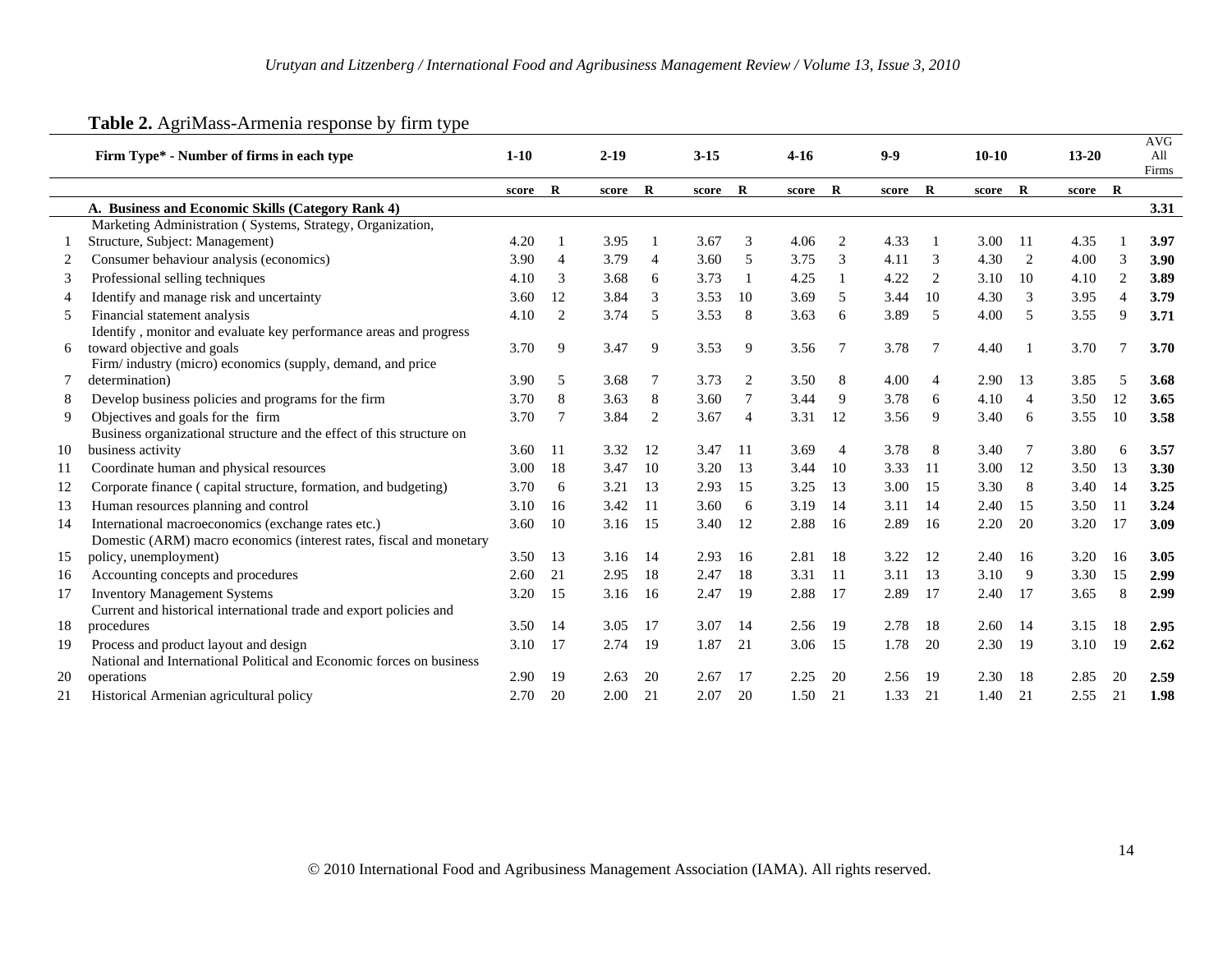**Table 2.** AgriMass-Armenia response by firm type

| | Firm Type* - Number of firms in each type | 1-10 | | 2-19 | | 3-15 | | 4-16 | | 9-9 | | 10-10 | | 13-20 | | AVG All Firms |
|---|---|---|---|---|---|---|---|---|---|---|---|---|---|---|---|---|
| | | score | R | score | R | score | R | score | R | score | R | score | R | score | R | |
| | **A. Business and Economic Skills (Category Rank 4)** | | | | | | | | | | | | | | | **3.31** |
| 1 | Marketing Administration ( Systems, Strategy, Organization, Structure, Subject: Management) | 4.20 | 1 | 3.95 | 1 | 3.67 | 3 | 4.06 | 2 | 4.33 | 1 | 3.00 | 11 | 4.35 | 1 | **3.97** |
| 2 | Consumer behaviour analysis (economics) | 3.90 | 4 | 3.79 | 4 | 3.60 | 5 | 3.75 | 3 | 4.11 | 3 | 4.30 | 2 | 4.00 | 3 | **3.90** |
| 3 | Professional selling techniques | 4.10 | 3 | 3.68 | 6 | 3.73 | 1 | 4.25 | 1 | 4.22 | 2 | 3.10 | 10 | 4.10 | 2 | **3.89** |
| 4 | Identify and manage risk and uncertainty | 3.60 | 12 | 3.84 | 3 | 3.53 | 10 | 3.69 | 5 | 3.44 | 10 | 4.30 | 3 | 3.95 | 4 | **3.79** |
| 5 | Financial statement analysis | 4.10 | 2 | 3.74 | 5 | 3.53 | 8 | 3.63 | 6 | 3.89 | 5 | 4.00 | 5 | 3.55 | 9 | **3.71** |
| 6 | Identify , monitor and evaluate key performance areas and progress toward objective and goals | 3.70 | 9 | 3.47 | 9 | 3.53 | 9 | 3.56 | 7 | 3.78 | 7 | 4.40 | 1 | 3.70 | 7 | **3.70** |
| 7 | Firm/ industry (micro) economics (supply, demand, and price determination) | 3.90 | 5 | 3.68 | 7 | 3.73 | 2 | 3.50 | 8 | 4.00 | 4 | 2.90 | 13 | 3.85 | 5 | **3.68** |
| 8 | Develop business policies and programs for the firm | 3.70 | 8 | 3.63 | 8 | 3.60 | 7 | 3.44 | 9 | 3.78 | 6 | 4.10 | 4 | 3.50 | 12 | **3.65** |
| 9 | Objectives and goals for the firm | 3.70 | 7 | 3.84 | 2 | 3.67 | 4 | 3.31 | 12 | 3.56 | 9 | 3.40 | 6 | 3.55 | 10 | **3.58** |
| 10 | Business organizational structure and the effect of this structure on business activity | 3.60 | 11 | 3.32 | 12 | 3.47 | 11 | 3.69 | 4 | 3.78 | 8 | 3.40 | 7 | 3.80 | 6 | **3.57** |
| 11 | Coordinate human and physical resources | 3.00 | 18 | 3.47 | 10 | 3.20 | 13 | 3.44 | 10 | 3.33 | 11 | 3.00 | 12 | 3.50 | 13 | **3.30** |
| 12 | Corporate finance ( capital structure, formation, and budgeting) | 3.70 | 6 | 3.21 | 13 | 2.93 | 15 | 3.25 | 13 | 3.00 | 15 | 3.30 | 8 | 3.40 | 14 | **3.25** |
| 13 | Human resources planning and control | 3.10 | 16 | 3.42 | 11 | 3.60 | 6 | 3.19 | 14 | 3.11 | 14 | 2.40 | 15 | 3.50 | 11 | **3.24** |
| 14 | International macroeconomics (exchange rates etc.) | 3.60 | 10 | 3.16 | 15 | 3.40 | 12 | 2.88 | 16 | 2.89 | 16 | 2.20 | 20 | 3.20 | 17 | **3.09** |
| 15 | Domestic (ARM) macro economics (interest rates, fiscal and monetary policy, unemployment) | 3.50 | 13 | 3.16 | 14 | 2.93 | 16 | 2.81 | 18 | 3.22 | 12 | 2.40 | 16 | 3.20 | 16 | **3.05** |
| 16 | Accounting concepts and procedures | 2.60 | 21 | 2.95 | 18 | 2.47 | 18 | 3.31 | 11 | 3.11 | 13 | 3.10 | 9 | 3.30 | 15 | **2.99** |
| 17 | Inventory Management Systems | 3.20 | 15 | 3.16 | 16 | 2.47 | 19 | 2.88 | 17 | 2.89 | 17 | 2.40 | 17 | 3.65 | 8 | **2.99** |
| 18 | Current and historical international trade and export policies and procedures | 3.50 | 14 | 3.05 | 17 | 3.07 | 14 | 2.56 | 19 | 2.78 | 18 | 2.60 | 14 | 3.15 | 18 | **2.95** |
| 19 | Process and product layout and design | 3.10 | 17 | 2.74 | 19 | 1.87 | 21 | 3.06 | 15 | 1.78 | 20 | 2.30 | 19 | 3.10 | 19 | **2.62** |
| 20 | National and International Political and Economic forces on business operations | 2.90 | 19 | 2.63 | 20 | 2.67 | 17 | 2.25 | 20 | 2.56 | 19 | 2.30 | 18 | 2.85 | 20 | **2.59** |
| 21 | Historical Armenian agricultural policy | 2.70 | 20 | 2.00 | 21 | 2.07 | 20 | 1.50 | 21 | 1.33 | 21 | 1.40 | 21 | 2.55 | 21 | **1.98** |

© 2010 International Food and Agribusiness Management Association (IAMA). All rights reserved.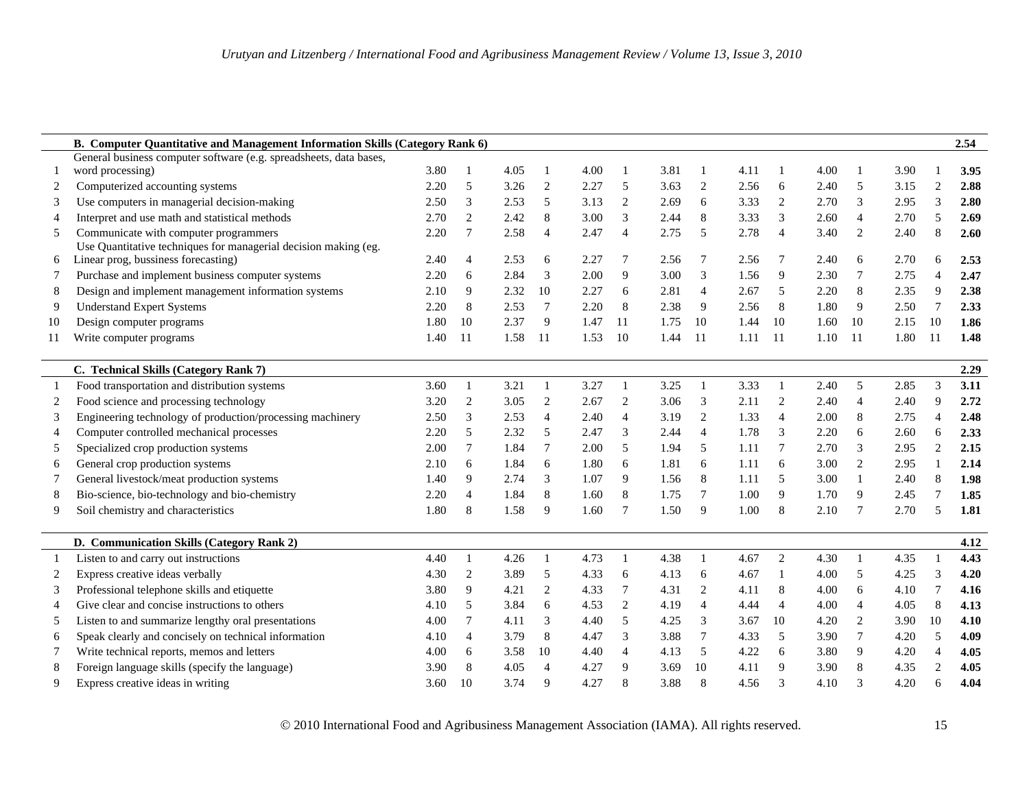| | **B. Computer Quantitative and Management Information Skills (Category Rank 6)** | | | | | | | | | | | | | | | **2.54** |
|---|---|---|---|---|---|---|---|---|---|---|---|---|---|---|---|---|
| 1 | General business computer software (e.g. spreadsheets, data bases, word processing) | 3.80 | 1 | 4.05 | 1 | 4.00 | 1 | 3.81 | 1 | 4.11 | 1 | 4.00 | 1 | 3.90 | 1 | **3.95** |
| 2 | Computerized accounting systems | 2.20 | 5 | 3.26 | 2 | 2.27 | 5 | 3.63 | 2 | 2.56 | 6 | 2.40 | 5 | 3.15 | 2 | **2.88** |
| 3 | Use computers in managerial decision-making | 2.50 | 3 | 2.53 | 5 | 3.13 | 2 | 2.69 | 6 | 3.33 | 2 | 2.70 | 3 | 2.95 | 3 | **2.80** |
| 4 | Interpret and use math and statistical methods | 2.70 | 2 | 2.42 | 8 | 3.00 | 3 | 2.44 | 8 | 3.33 | 3 | 2.60 | 4 | 2.70 | 5 | **2.69** |
| 5 | Communicate with computer programmers | 2.20 | 7 | 2.58 | 4 | 2.47 | 4 | 2.75 | 5 | 2.78 | 4 | 3.40 | 2 | 2.40 | 8 | **2.60** |
| 6 | Use Quantitative techniques for managerial decision making (eg. Linear prog, bussiness forecasting) | 2.40 | 4 | 2.53 | 6 | 2.27 | 7 | 2.56 | 7 | 2.56 | 7 | 2.40 | 6 | 2.70 | 6 | **2.53** |
| 7 | Purchase and implement business computer systems | 2.20 | 6 | 2.84 | 3 | 2.00 | 9 | 3.00 | 3 | 1.56 | 9 | 2.30 | 7 | 2.75 | 4 | **2.47** |
| 8 | Design and implement management information systems | 2.10 | 9 | 2.32 | 10 | 2.27 | 6 | 2.81 | 4 | 2.67 | 5 | 2.20 | 8 | 2.35 | 9 | **2.38** |
| 9 | Understand Expert Systems | 2.20 | 8 | 2.53 | 7 | 2.20 | 8 | 2.38 | 9 | 2.56 | 8 | 1.80 | 9 | 2.50 | 7 | **2.33** |
| 10 | Design computer programs | 1.80 | 10 | 2.37 | 9 | 1.47 | 11 | 1.75 | 10 | 1.44 | 10 | 1.60 | 10 | 2.15 | 10 | **1.86** |
| 11 | Write computer programs | 1.40 | 11 | 1.58 | 11 | 1.53 | 10 | 1.44 | 11 | 1.11 | 11 | 1.10 | 11 | 1.80 | 11 | **1.48** |
| | **C. Technical Skills (Category Rank 7)** | | | | | | | | | | | | | | | **2.29** |
| 1 | Food transportation and distribution systems | 3.60 | 1 | 3.21 | 1 | 3.27 | 1 | 3.25 | 1 | 3.33 | 1 | 2.40 | 5 | 2.85 | 3 | **3.11** |
| 2 | Food science and processing technology | 3.20 | 2 | 3.05 | 2 | 2.67 | 2 | 3.06 | 3 | 2.11 | 2 | 2.40 | 4 | 2.40 | 9 | **2.72** |
| 3 | Engineering technology of production/processing machinery | 2.50 | 3 | 2.53 | 4 | 2.40 | 4 | 3.19 | 2 | 1.33 | 4 | 2.00 | 8 | 2.75 | 4 | **2.48** |
| 4 | Computer controlled mechanical processes | 2.20 | 5 | 2.32 | 5 | 2.47 | 3 | 2.44 | 4 | 1.78 | 3 | 2.20 | 6 | 2.60 | 6 | **2.33** |
| 5 | Specialized crop production systems | 2.00 | 7 | 1.84 | 7 | 2.00 | 5 | 1.94 | 5 | 1.11 | 7 | 2.70 | 3 | 2.95 | 2 | **2.15** |
| 6 | General crop production systems | 2.10 | 6 | 1.84 | 6 | 1.80 | 6 | 1.81 | 6 | 1.11 | 6 | 3.00 | 2 | 2.95 | 1 | **2.14** |
| 7 | General livestock/meat production systems | 1.40 | 9 | 2.74 | 3 | 1.07 | 9 | 1.56 | 8 | 1.11 | 5 | 3.00 | 1 | 2.40 | 8 | **1.98** |
| 8 | Bio-science, bio-technology and bio-chemistry | 2.20 | 4 | 1.84 | 8 | 1.60 | 8 | 1.75 | 7 | 1.00 | 9 | 1.70 | 9 | 2.45 | 7 | **1.85** |
| 9 | Soil chemistry and characteristics | 1.80 | 8 | 1.58 | 9 | 1.60 | 7 | 1.50 | 9 | 1.00 | 8 | 2.10 | 7 | 2.70 | 5 | **1.81** |
| | **D. Communication Skills (Category Rank 2)** | | | | | | | | | | | | | | | **4.12** |
| 1 | Listen to and carry out instructions | 4.40 | 1 | 4.26 | 1 | 4.73 | 1 | 4.38 | 1 | 4.67 | 2 | 4.30 | 1 | 4.35 | 1 | **4.43** |
| 2 | Express creative ideas verbally | 4.30 | 2 | 3.89 | 5 | 4.33 | 6 | 4.13 | 6 | 4.67 | 1 | 4.00 | 5 | 4.25 | 3 | **4.20** |
| 3 | Professional telephone skills and etiquette | 3.80 | 9 | 4.21 | 2 | 4.33 | 7 | 4.31 | 2 | 4.11 | 8 | 4.00 | 6 | 4.10 | 7 | **4.16** |
| 4 | Give clear and concise instructions to others | 4.10 | 5 | 3.84 | 6 | 4.53 | 2 | 4.19 | 4 | 4.44 | 4 | 4.00 | 4 | 4.05 | 8 | **4.13** |
| 5 | Listen to and summarize lengthy oral presentations | 4.00 | 7 | 4.11 | 3 | 4.40 | 5 | 4.25 | 3 | 3.67 | 10 | 4.20 | 2 | 3.90 | 10 | **4.10** |
| 6 | Speak clearly and concisely on technical information | 4.10 | 4 | 3.79 | 8 | 4.47 | 3 | 3.88 | 7 | 4.33 | 5 | 3.90 | 7 | 4.20 | 5 | **4.09** |
| 7 | Write technical reports, memos and letters | 4.00 | 6 | 3.58 | 10 | 4.40 | 4 | 4.13 | 5 | 4.22 | 6 | 3.80 | 9 | 4.20 | 4 | **4.05** |
| 8 | Foreign language skills (specify the language) | 3.90 | 8 | 4.05 | 4 | 4.27 | 9 | 3.69 | 10 | 4.11 | 9 | 3.90 | 8 | 4.35 | 2 | **4.05** |
| 9 | Express creative ideas in writing | 3.60 | 10 | 3.74 | 9 | 4.27 | 8 | 3.88 | 8 | 4.56 | 3 | 4.10 | 3 | 4.20 | 6 | **4.04** |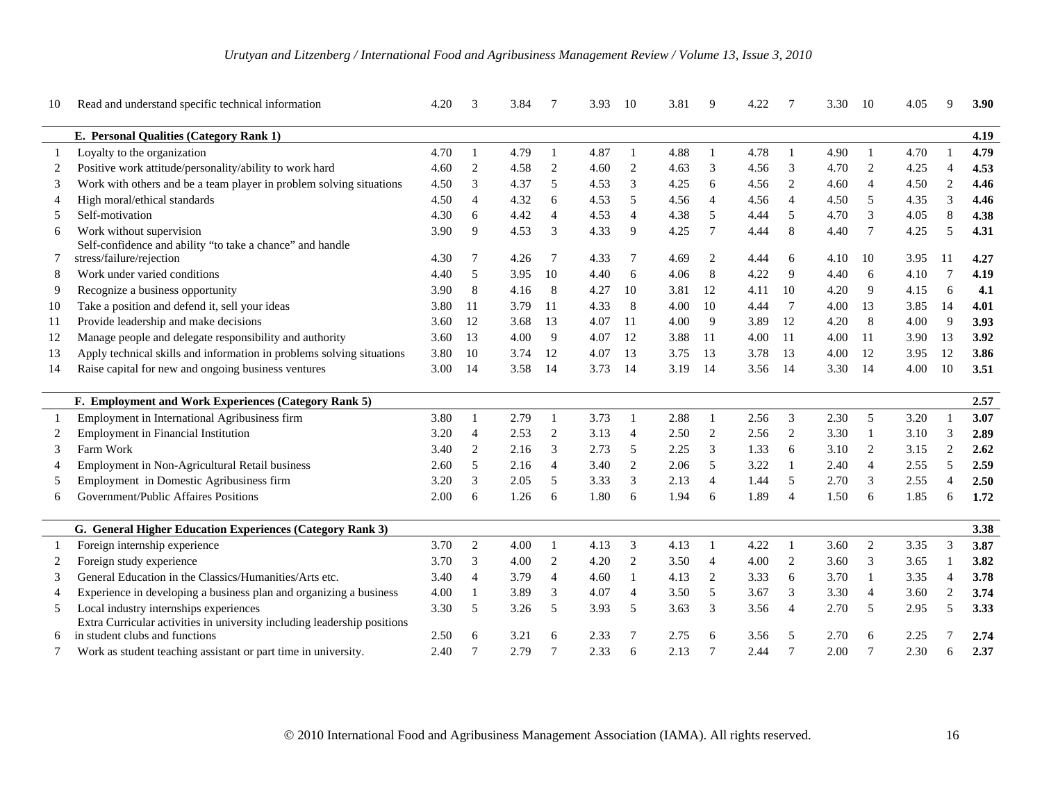| | | | | | | | | | | | | | | | | |
|---|---|---|---|---|---|---|---|---|---|---|---|---|---|---|---|---|
| 10 | Read and understand specific technical information | 4.20 | 3 | 3.84 | 7 | 3.93 | 10 | 3.81 | 9 | 4.22 | 7 | 3.30 | 10 | 4.05 | 9 | **3.90** |
| | **E. Personal Qualities (Category Rank 1)** | | | | | | | | | | | | | | | **4.19** |
| 1 | Loyalty to the organization | 4.70 | 1 | 4.79 | 1 | 4.87 | 1 | 4.88 | 1 | 4.78 | 1 | 4.90 | 1 | 4.70 | 1 | **4.79** |
| 2 | Positive work attitude/personality/ability to work hard | 4.60 | 2 | 4.58 | 2 | 4.60 | 2 | 4.63 | 3 | 4.56 | 3 | 4.70 | 2 | 4.25 | 4 | **4.53** |
| 3 | Work with others and be a team player in problem solving situations | 4.50 | 3 | 4.37 | 5 | 4.53 | 3 | 4.25 | 6 | 4.56 | 2 | 4.60 | 4 | 4.50 | 2 | **4.46** |
| 4 | High moral/ethical standards | 4.50 | 4 | 4.32 | 6 | 4.53 | 5 | 4.56 | 4 | 4.56 | 4 | 4.50 | 5 | 4.35 | 3 | **4.46** |
| 5 | Self-motivation | 4.30 | 6 | 4.42 | 4 | 4.53 | 4 | 4.38 | 5 | 4.44 | 5 | 4.70 | 3 | 4.05 | 8 | **4.38** |
| 6 | Work without supervision | 3.90 | 9 | 4.53 | 3 | 4.33 | 9 | 4.25 | 7 | 4.44 | 8 | 4.40 | 7 | 4.25 | 5 | **4.31** |
| 7 | Self-confidence and ability "to take a chance" and handle stress/failure/rejection | 4.30 | 7 | 4.26 | 7 | 4.33 | 7 | 4.69 | 2 | 4.44 | 6 | 4.10 | 10 | 3.95 | 11 | **4.27** |
| 8 | Work under varied conditions | 4.40 | 5 | 3.95 | 10 | 4.40 | 6 | 4.06 | 8 | 4.22 | 9 | 4.40 | 6 | 4.10 | 7 | **4.19** |
| 9 | Recognize a business opportunity | 3.90 | 8 | 4.16 | 8 | 4.27 | 10 | 3.81 | 12 | 4.11 | 10 | 4.20 | 9 | 4.15 | 6 | **4.1** |
| 10 | Take a position and defend it, sell your ideas | 3.80 | 11 | 3.79 | 11 | 4.33 | 8 | 4.00 | 10 | 4.44 | 7 | 4.00 | 13 | 3.85 | 14 | **4.01** |
| 11 | Provide leadership and make decisions | 3.60 | 12 | 3.68 | 13 | 4.07 | 11 | 4.00 | 9 | 3.89 | 12 | 4.20 | 8 | 4.00 | 9 | **3.93** |
| 12 | Manage people and delegate responsibility and authority | 3.60 | 13 | 4.00 | 9 | 4.07 | 12 | 3.88 | 11 | 4.00 | 11 | 4.00 | 11 | 3.90 | 13 | **3.92** |
| 13 | Apply technical skills and information in problems solving situations | 3.80 | 10 | 3.74 | 12 | 4.07 | 13 | 3.75 | 13 | 3.78 | 13 | 4.00 | 12 | 3.95 | 12 | **3.86** |
| 14 | Raise capital for new and ongoing business ventures | 3.00 | 14 | 3.58 | 14 | 3.73 | 14 | 3.19 | 14 | 3.56 | 14 | 3.30 | 14 | 4.00 | 10 | **3.51** |
| | **F. Employment and Work Experiences (Category Rank 5)** | | | | | | | | | | | | | | | **2.57** |
| 1 | Employment in International Agribusiness firm | 3.80 | 1 | 2.79 | 1 | 3.73 | 1 | 2.88 | 1 | 2.56 | 3 | 2.30 | 5 | 3.20 | 1 | **3.07** |
| 2 | Employment in Financial Institution | 3.20 | 4 | 2.53 | 2 | 3.13 | 4 | 2.50 | 2 | 2.56 | 2 | 3.30 | 1 | 3.10 | 3 | **2.89** |
| 3 | Farm Work | 3.40 | 2 | 2.16 | 3 | 2.73 | 5 | 2.25 | 3 | 1.33 | 6 | 3.10 | 2 | 3.15 | 2 | **2.62** |
| 4 | Employment in Non-Agricultural Retail business | 2.60 | 5 | 2.16 | 4 | 3.40 | 2 | 2.06 | 5 | 3.22 | 1 | 2.40 | 4 | 2.55 | 5 | **2.59** |
| 5 | Employment in Domestic Agribusiness firm | 3.20 | 3 | 2.05 | 5 | 3.33 | 3 | 2.13 | 4 | 1.44 | 5 | 2.70 | 3 | 2.55 | 4 | **2.50** |
| 6 | Government/Public Affaires Positions | 2.00 | 6 | 1.26 | 6 | 1.80 | 6 | 1.94 | 6 | 1.89 | 4 | 1.50 | 6 | 1.85 | 6 | **1.72** |
| | **G. General Higher Education Experiences (Category Rank 3)** | | | | | | | | | | | | | | | **3.38** |
| 1 | Foreign internship experience | 3.70 | 2 | 4.00 | 1 | 4.13 | 3 | 4.13 | 1 | 4.22 | 1 | 3.60 | 2 | 3.35 | 3 | **3.87** |
| 2 | Foreign study experience | 3.70 | 3 | 4.00 | 2 | 4.20 | 2 | 3.50 | 4 | 4.00 | 2 | 3.60 | 3 | 3.65 | 1 | **3.82** |
| 3 | General Education in the Classics/Humanities/Arts etc. | 3.40 | 4 | 3.79 | 4 | 4.60 | 1 | 4.13 | 2 | 3.33 | 6 | 3.70 | 1 | 3.35 | 4 | **3.78** |
| 4 | Experience in developing a business plan and organizing a business | 4.00 | 1 | 3.89 | 3 | 4.07 | 4 | 3.50 | 5 | 3.67 | 3 | 3.30 | 4 | 3.60 | 2 | **3.74** |
| 5 | Local industry internships experiences | 3.30 | 5 | 3.26 | 5 | 3.93 | 5 | 3.63 | 3 | 3.56 | 4 | 2.70 | 5 | 2.95 | 5 | **3.33** |
| 6 | Extra Curricular activities in university including leadership positions in student clubs and functions | 2.50 | 6 | 3.21 | 6 | 2.33 | 7 | 2.75 | 6 | 3.56 | 5 | 2.70 | 6 | 2.25 | 7 | **2.74** |
| 7 | Work as student teaching assistant or part time in university. | 2.40 | 7 | 2.79 | 7 | 2.33 | 6 | 2.13 | 7 | 2.44 | 7 | 2.00 | 7 | 2.30 | 6 | **2.37** |